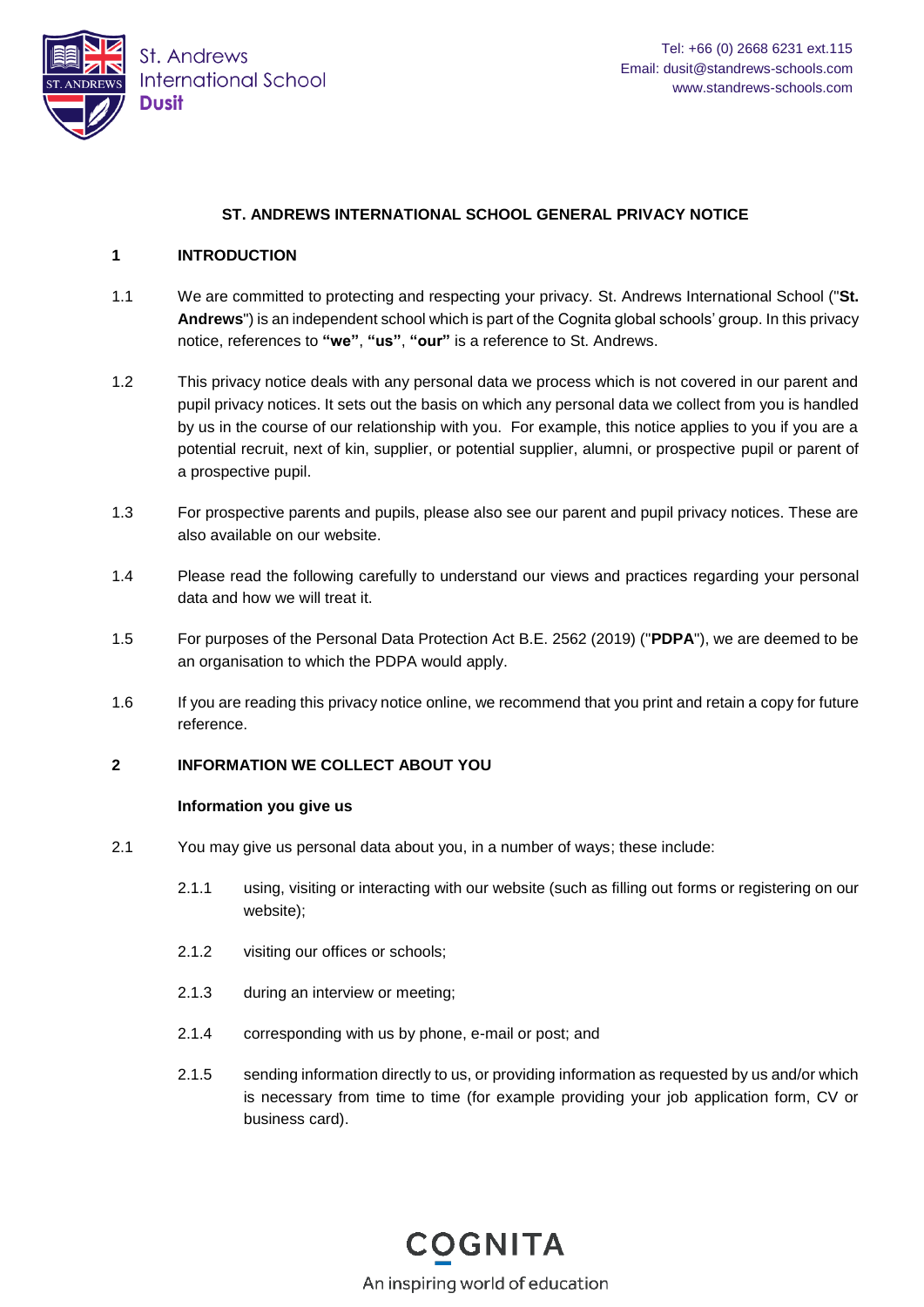# ST. ANDREWS INTERNATIONAL SCHOOL GENERAL PRIVACY NOTICE

## 1 INTRODUCTION

1.1 We are committed to protecting and respecting your privacy. St. Andrews International School ("**St. Andrews**") is an independent school which is part of the Cognita global schools' group. In this privacy notice, references to **"we"**, **"us"**, **"our"** is a reference to St. Andrews.

1.2 This privacy notice deals with any personal data we process which is not covered in our parent and pupil privacy notices. It sets out the basis on which any personal data we collect from you is handled by us in the course of our relationship with you. For example, this notice applies to you if you are a potential recruit, next of kin, supplier, or potential supplier, alumni, or prospective pupil or parent of a prospective pupil.

1.3 For prospective parents and pupils, please also see our parent and pupil privacy notices. These are also available on our website.

1.4 Please read the following carefully to understand our views and practices regarding your personal data and how we will treat it.

1.5 For purposes of the Personal Data Protection Act B.E. 2562 (2019) ("**PDPA**"), we are deemed to be an organisation to which the PDPA would apply.

1.6 If you are reading this privacy notice online, we recommend that you print and retain a copy for future reference.

## 2 INFORMATION WE COLLECT ABOUT YOU

**Information you give us**

2.1 You may give us personal data about you, in a number of ways; these include:

2.1.1 using, visiting or interacting with our website (such as filling out forms or registering on our website);

2.1.2 visiting our offices or schools;

2.1.3 during an interview or meeting;

2.1.4 corresponding with us by phone, e-mail or post; and

2.1.5 sending information directly to us, or providing information as requested by us and/or which is necessary from time to time (for example providing your job application form, CV or business card).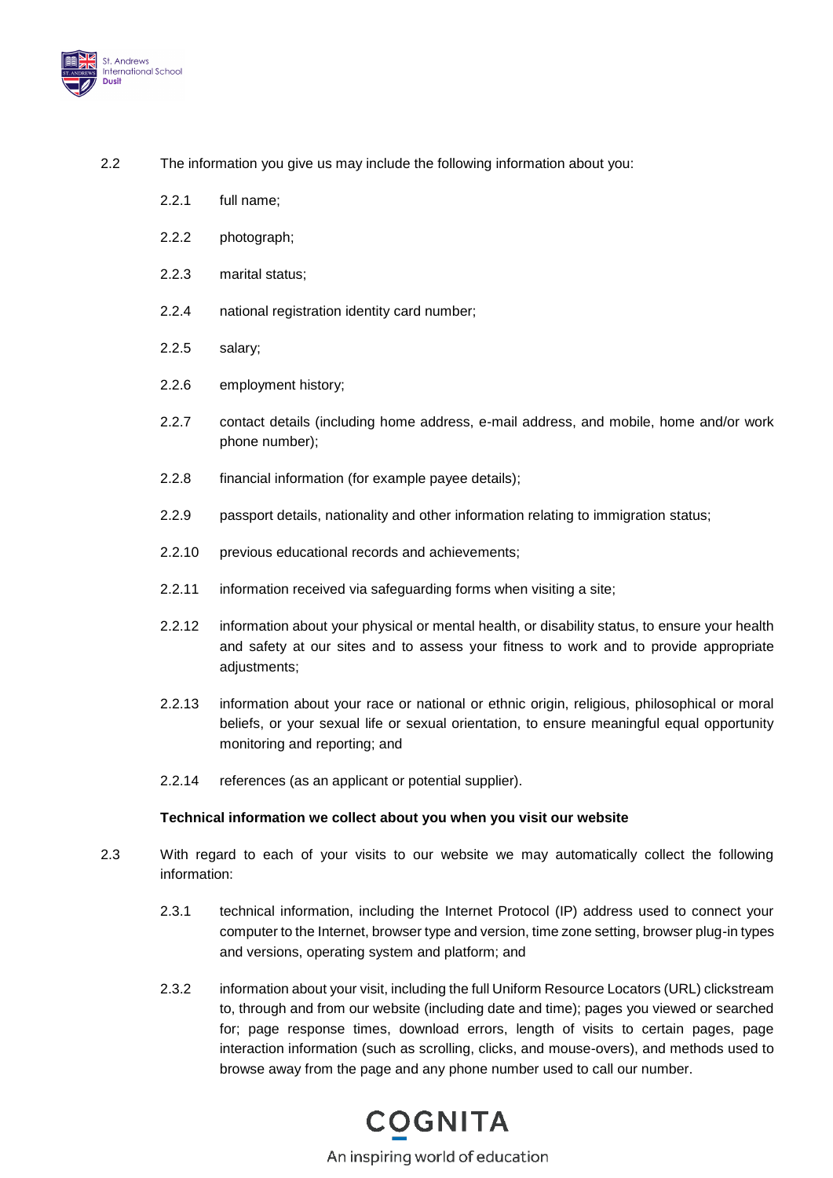2.2 The information you give us may include the following information about you:

2.2.1 full name;

2.2.2 photograph;

2.2.3 marital status;

2.2.4 national registration identity card number;

2.2.5 salary;

2.2.6 employment history;

2.2.7 contact details (including home address, e-mail address, and mobile, home and/or work phone number);

2.2.8 financial information (for example payee details);

2.2.9 passport details, nationality and other information relating to immigration status;

2.2.10 previous educational records and achievements;

2.2.11 information received via safeguarding forms when visiting a site;

2.2.12 information about your physical or mental health, or disability status, to ensure your health and safety at our sites and to assess your fitness to work and to provide appropriate adjustments;

2.2.13 information about your race or national or ethnic origin, religious, philosophical or moral beliefs, or your sexual life or sexual orientation, to ensure meaningful equal opportunity monitoring and reporting; and

2.2.14 references (as an applicant or potential supplier).

**Technical information we collect about you when you visit our website**

2.3 With regard to each of your visits to our website we may automatically collect the following information:

2.3.1 technical information, including the Internet Protocol (IP) address used to connect your computer to the Internet, browser type and version, time zone setting, browser plug-in types and versions, operating system and platform; and

2.3.2 information about your visit, including the full Uniform Resource Locators (URL) clickstream to, through and from our website (including date and time); pages you viewed or searched for; page response times, download errors, length of visits to certain pages, page interaction information (such as scrolling, clicks, and mouse-overs), and methods used to browse away from the page and any phone number used to call our number.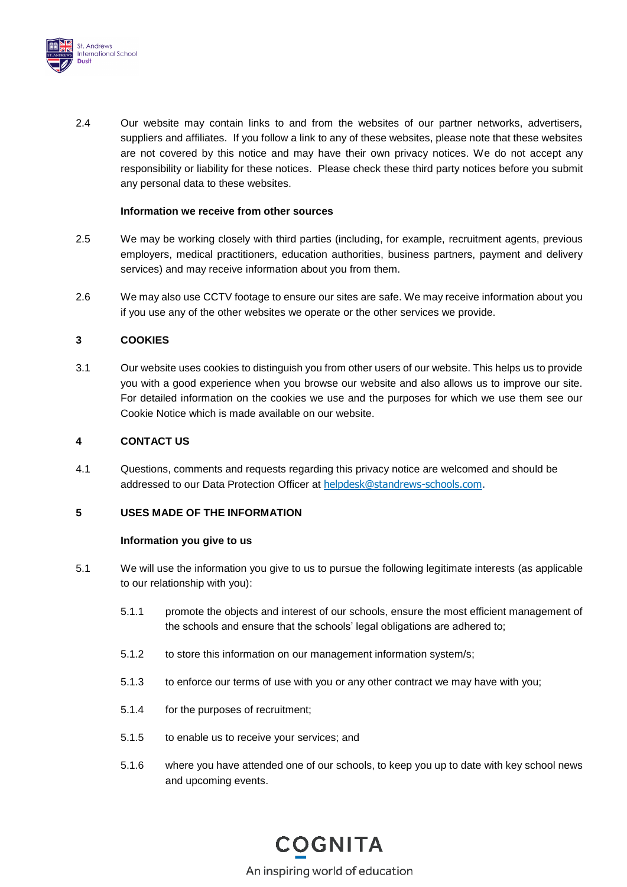2.4 Our website may contain links to and from the websites of our partner networks, advertisers, suppliers and affiliates. If you follow a link to any of these websites, please note that these websites are not covered by this notice and may have their own privacy notices. We do not accept any responsibility or liability for these notices. Please check these third party notices before you submit any personal data to these websites.

**Information we receive from other sources**

2.5 We may be working closely with third parties (including, for example, recruitment agents, previous employers, medical practitioners, education authorities, business partners, payment and delivery services) and may receive information about you from them.

2.6 We may also use CCTV footage to ensure our sites are safe. We may receive information about you if you use any of the other websites we operate or the other services we provide.

## 3 COOKIES

3.1 Our website uses cookies to distinguish you from other users of our website. This helps us to provide you with a good experience when you browse our website and also allows us to improve our site. For detailed information on the cookies we use and the purposes for which we use them see our Cookie Notice which is made available on our website.

## 4 CONTACT US

4.1 Questions, comments and requests regarding this privacy notice are welcomed and should be addressed to our Data Protection Officer at helpdesk@standrews-schools.com.

## 5 USES MADE OF THE INFORMATION

**Information you give to us**

5.1 We will use the information you give to us to pursue the following legitimate interests (as applicable to our relationship with you):

5.1.1 promote the objects and interest of our schools, ensure the most efficient management of the schools and ensure that the schools' legal obligations are adhered to;

5.1.2 to store this information on our management information system/s;

5.1.3 to enforce our terms of use with you or any other contract we may have with you;

5.1.4 for the purposes of recruitment;

5.1.5 to enable us to receive your services; and

5.1.6 where you have attended one of our schools, to keep you up to date with key school news and upcoming events.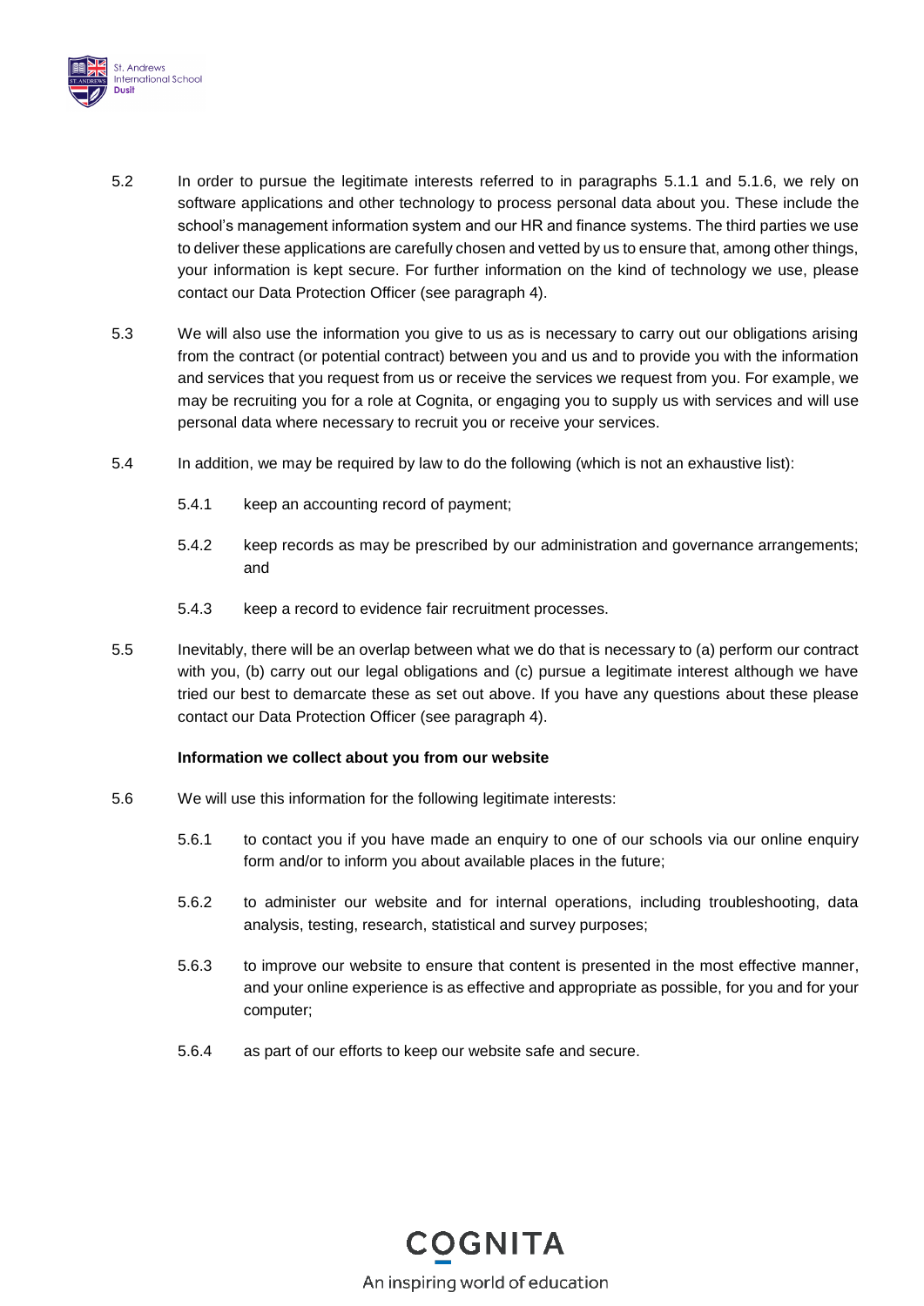5.2 In order to pursue the legitimate interests referred to in paragraphs 5.1.1 and 5.1.6, we rely on software applications and other technology to process personal data about you. These include the school's management information system and our HR and finance systems. The third parties we use to deliver these applications are carefully chosen and vetted by us to ensure that, among other things, your information is kept secure. For further information on the kind of technology we use, please contact our Data Protection Officer (see paragraph 4).

5.3 We will also use the information you give to us as is necessary to carry out our obligations arising from the contract (or potential contract) between you and us and to provide you with the information and services that you request from us or receive the services we request from you. For example, we may be recruiting you for a role at Cognita, or engaging you to supply us with services and will use personal data where necessary to recruit you or receive your services.

5.4 In addition, we may be required by law to do the following (which is not an exhaustive list):

5.4.1 keep an accounting record of payment;

5.4.2 keep records as may be prescribed by our administration and governance arrangements; and

5.4.3 keep a record to evidence fair recruitment processes.

5.5 Inevitably, there will be an overlap between what we do that is necessary to (a) perform our contract with you, (b) carry out our legal obligations and (c) pursue a legitimate interest although we have tried our best to demarcate these as set out above. If you have any questions about these please contact our Data Protection Officer (see paragraph 4).

**Information we collect about you from our website**

5.6 We will use this information for the following legitimate interests:

5.6.1 to contact you if you have made an enquiry to one of our schools via our online enquiry form and/or to inform you about available places in the future;

5.6.2 to administer our website and for internal operations, including troubleshooting, data analysis, testing, research, statistical and survey purposes;

5.6.3 to improve our website to ensure that content is presented in the most effective manner, and your online experience is as effective and appropriate as possible, for you and for your computer;

5.6.4 as part of our efforts to keep our website safe and secure.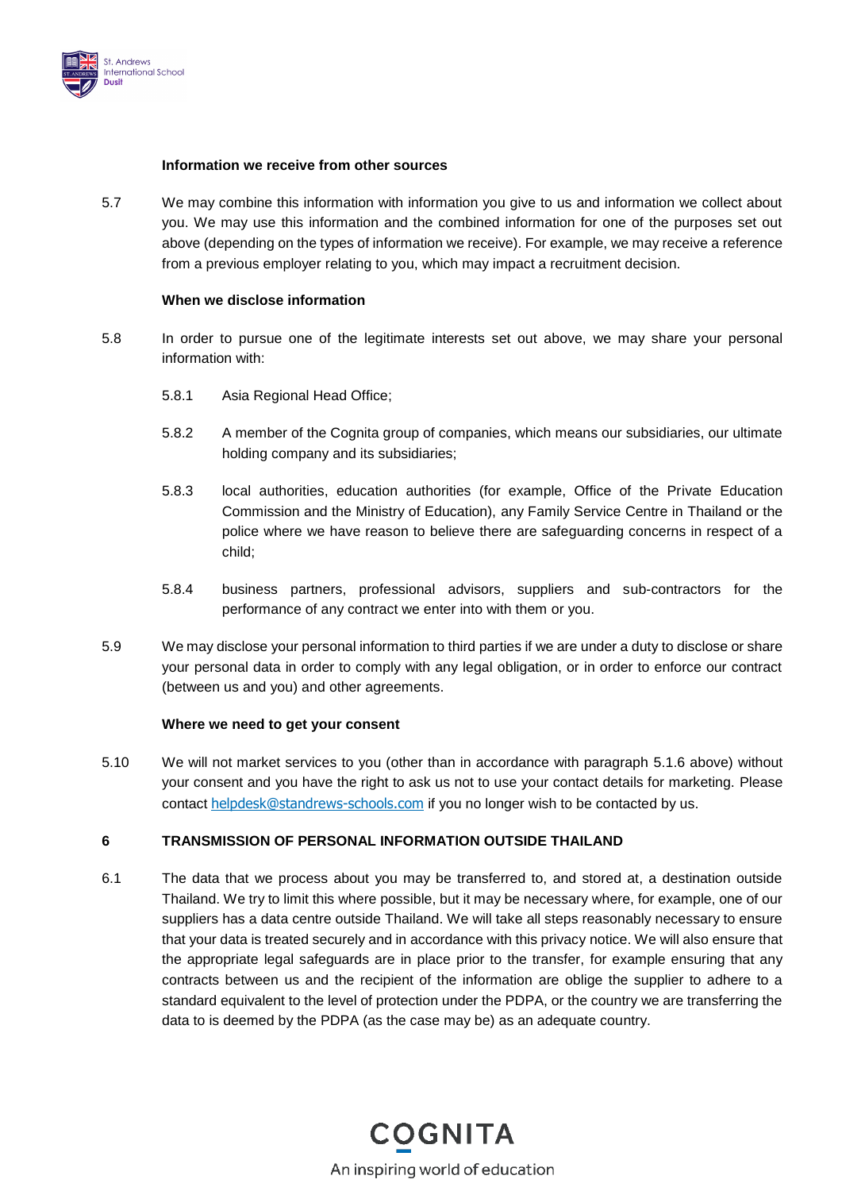**Information we receive from other sources**

5.7 We may combine this information with information you give to us and information we collect about you. We may use this information and the combined information for one of the purposes set out above (depending on the types of information we receive). For example, we may receive a reference from a previous employer relating to you, which may impact a recruitment decision.

**When we disclose information**

5.8 In order to pursue one of the legitimate interests set out above, we may share your personal information with:

5.8.1 Asia Regional Head Office;

5.8.2 A member of the Cognita group of companies, which means our subsidiaries, our ultimate holding company and its subsidiaries;

5.8.3 local authorities, education authorities (for example, Office of the Private Education Commission and the Ministry of Education), any Family Service Centre in Thailand or the police where we have reason to believe there are safeguarding concerns in respect of a child;

5.8.4 business partners, professional advisors, suppliers and sub-contractors for the performance of any contract we enter into with them or you.

5.9 We may disclose your personal information to third parties if we are under a duty to disclose or share your personal data in order to comply with any legal obligation, or in order to enforce our contract (between us and you) and other agreements.

**Where we need to get your consent**

5.10 We will not market services to you (other than in accordance with paragraph 5.1.6 above) without your consent and you have the right to ask us not to use your contact details for marketing. Please contact helpdesk@standrews-schools.com if you no longer wish to be contacted by us.

## 6 TRANSMISSION OF PERSONAL INFORMATION OUTSIDE THAILAND

6.1 The data that we process about you may be transferred to, and stored at, a destination outside Thailand. We try to limit this where possible, but it may be necessary where, for example, one of our suppliers has a data centre outside Thailand. We will take all steps reasonably necessary to ensure that your data is treated securely and in accordance with this privacy notice. We will also ensure that the appropriate legal safeguards are in place prior to the transfer, for example ensuring that any contracts between us and the recipient of the information are oblige the supplier to adhere to a standard equivalent to the level of protection under the PDPA, or the country we are transferring the data to is deemed by the PDPA (as the case may be) as an adequate country.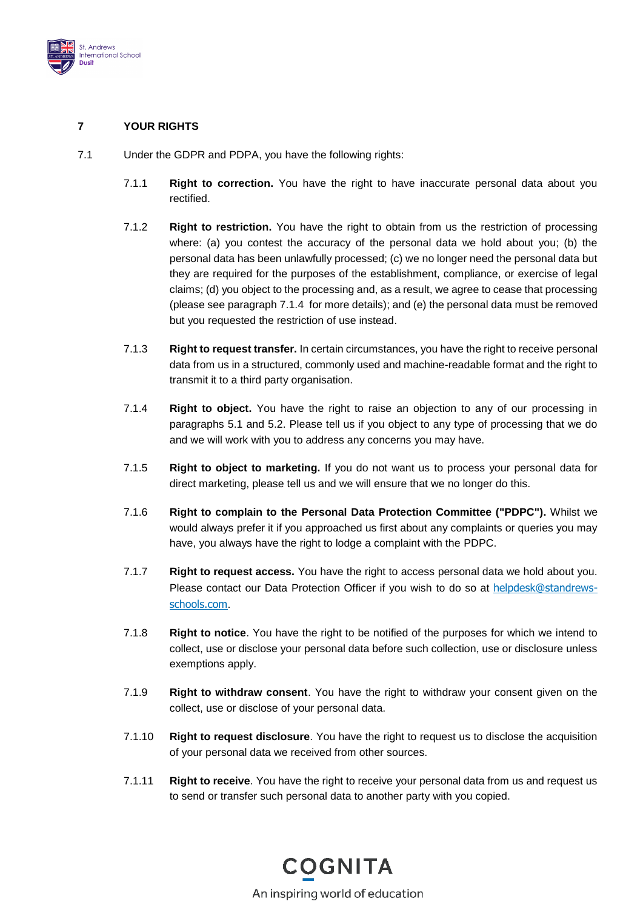## 7 YOUR RIGHTS

7.1 Under the GDPR and PDPA, you have the following rights:

7.1.1 **Right to correction.** You have the right to have inaccurate personal data about you rectified.

7.1.2 **Right to restriction.** You have the right to obtain from us the restriction of processing where: (a) you contest the accuracy of the personal data we hold about you; (b) the personal data has been unlawfully processed; (c) we no longer need the personal data but they are required for the purposes of the establishment, compliance, or exercise of legal claims; (d) you object to the processing and, as a result, we agree to cease that processing (please see paragraph 7.1.4 for more details); and (e) the personal data must be removed but you requested the restriction of use instead.

7.1.3 **Right to request transfer.** In certain circumstances, you have the right to receive personal data from us in a structured, commonly used and machine-readable format and the right to transmit it to a third party organisation.

7.1.4 **Right to object.** You have the right to raise an objection to any of our processing in paragraphs 5.1 and 5.2. Please tell us if you object to any type of processing that we do and we will work with you to address any concerns you may have.

7.1.5 **Right to object to marketing.** If you do not want us to process your personal data for direct marketing, please tell us and we will ensure that we no longer do this.

7.1.6 **Right to complain to the Personal Data Protection Committee ("PDPC").** Whilst we would always prefer it if you approached us first about any complaints or queries you may have, you always have the right to lodge a complaint with the PDPC.

7.1.7 **Right to request access.** You have the right to access personal data we hold about you. Please contact our Data Protection Officer if you wish to do so at helpdesk@standrews-schools.com.

7.1.8 **Right to notice**. You have the right to be notified of the purposes for which we intend to collect, use or disclose your personal data before such collection, use or disclosure unless exemptions apply.

7.1.9 **Right to withdraw consent**. You have the right to withdraw your consent given on the collect, use or disclose of your personal data.

7.1.10 **Right to request disclosure**. You have the right to request us to disclose the acquisition of your personal data we received from other sources.

7.1.11 **Right to receive**. You have the right to receive your personal data from us and request us to send or transfer such personal data to another party with you copied.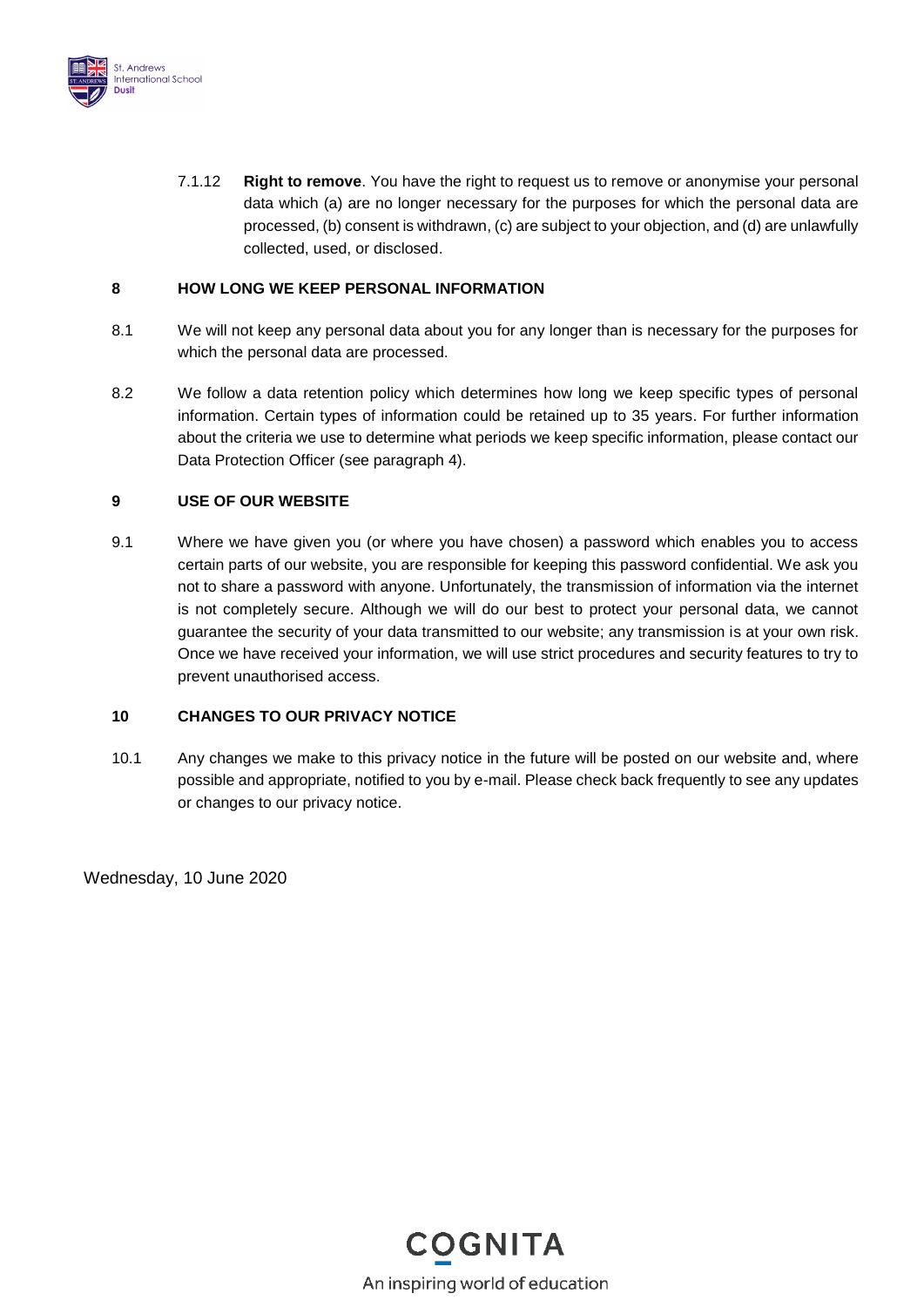7.1.12 **Right to remove**. You have the right to request us to remove or anonymise your personal data which (a) are no longer necessary for the purposes for which the personal data are processed, (b) consent is withdrawn, (c) are subject to your objection, and (d) are unlawfully collected, used, or disclosed.

## 8 HOW LONG WE KEEP PERSONAL INFORMATION

8.1 We will not keep any personal data about you for any longer than is necessary for the purposes for which the personal data are processed.

8.2 We follow a data retention policy which determines how long we keep specific types of personal information. Certain types of information could be retained up to 35 years. For further information about the criteria we use to determine what periods we keep specific information, please contact our Data Protection Officer (see paragraph 4).

## 9 USE OF OUR WEBSITE

9.1 Where we have given you (or where you have chosen) a password which enables you to access certain parts of our website, you are responsible for keeping this password confidential. We ask you not to share a password with anyone. Unfortunately, the transmission of information via the internet is not completely secure. Although we will do our best to protect your personal data, we cannot guarantee the security of your data transmitted to our website; any transmission is at your own risk. Once we have received your information, we will use strict procedures and security features to try to prevent unauthorised access.

## 10 CHANGES TO OUR PRIVACY NOTICE

10.1 Any changes we make to this privacy notice in the future will be posted on our website and, where possible and appropriate, notified to you by e-mail. Please check back frequently to see any updates or changes to our privacy notice.

Wednesday, 10 June 2020